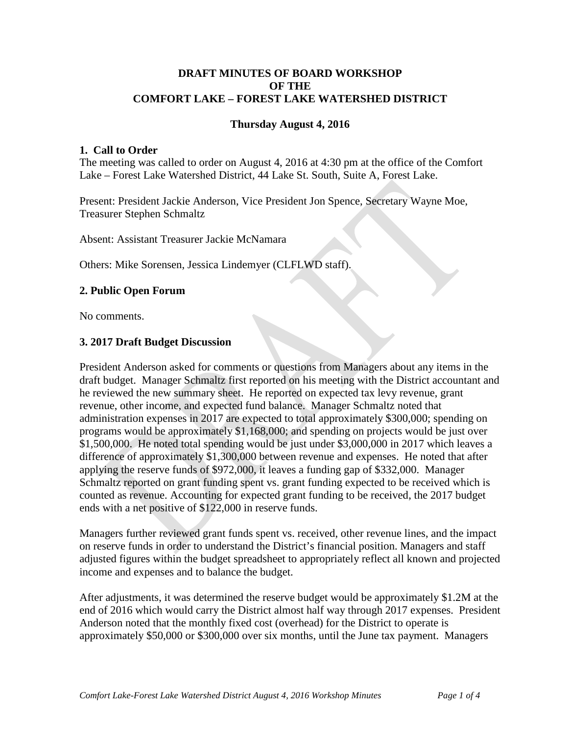**DRAFT MINUTES OF BOARD WORKSHOP**
**OF THE**
**COMFORT LAKE – FOREST LAKE WATERSHED DISTRICT**

**Thursday August 4, 2016**

### 1. Call to Order

The meeting was called to order on August 4, 2016 at 4:30 pm at the office of the Comfort Lake – Forest Lake Watershed District, 44 Lake St. South, Suite A, Forest Lake.

Present: President Jackie Anderson, Vice President Jon Spence, Secretary Wayne Moe, Treasurer Stephen Schmaltz

Absent: Assistant Treasurer Jackie McNamara

Others: Mike Sorensen, Jessica Lindemyer (CLFLWD staff).

### 2. Public Open Forum

No comments.

### 3. 2017 Draft Budget Discussion

President Anderson asked for comments or questions from Managers about any items in the draft budget. Manager Schmaltz first reported on his meeting with the District accountant and he reviewed the new summary sheet. He reported on expected tax levy revenue, grant revenue, other income, and expected fund balance. Manager Schmaltz noted that administration expenses in 2017 are expected to total approximately $300,000; spending on programs would be approximately $1,168,000; and spending on projects would be just over $1,500,000. He noted total spending would be just under $3,000,000 in 2017 which leaves a difference of approximately $1,300,000 between revenue and expenses. He noted that after applying the reserve funds of $972,000, it leaves a funding gap of $332,000. Manager Schmaltz reported on grant funding spent vs. grant funding expected to be received which is counted as revenue. Accounting for expected grant funding to be received, the 2017 budget ends with a net positive of $122,000 in reserve funds.

Managers further reviewed grant funds spent vs. received, other revenue lines, and the impact on reserve funds in order to understand the District's financial position. Managers and staff adjusted figures within the budget spreadsheet to appropriately reflect all known and projected income and expenses and to balance the budget.

After adjustments, it was determined the reserve budget would be approximately $1.2M at the end of 2016 which would carry the District almost half way through 2017 expenses. President Anderson noted that the monthly fixed cost (overhead) for the District to operate is approximately $50,000 or $300,000 over six months, until the June tax payment. Managers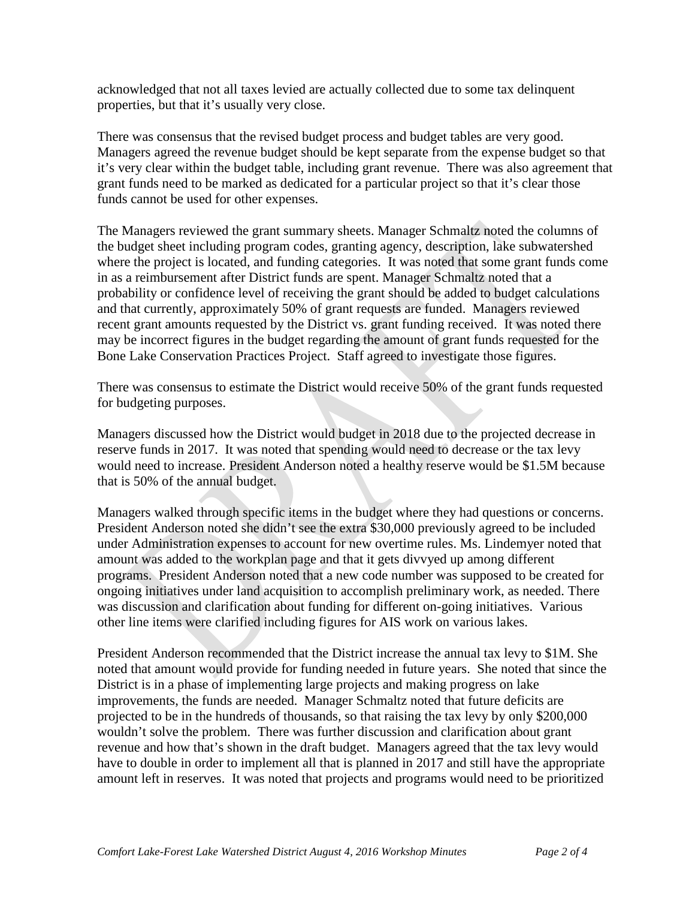acknowledged that not all taxes levied are actually collected due to some tax delinquent properties, but that it's usually very close.

There was consensus that the revised budget process and budget tables are very good. Managers agreed the revenue budget should be kept separate from the expense budget so that it's very clear within the budget table, including grant revenue. There was also agreement that grant funds need to be marked as dedicated for a particular project so that it's clear those funds cannot be used for other expenses.

The Managers reviewed the grant summary sheets. Manager Schmaltz noted the columns of the budget sheet including program codes, granting agency, description, lake subwatershed where the project is located, and funding categories. It was noted that some grant funds come in as a reimbursement after District funds are spent. Manager Schmaltz noted that a probability or confidence level of receiving the grant should be added to budget calculations and that currently, approximately 50% of grant requests are funded. Managers reviewed recent grant amounts requested by the District vs. grant funding received. It was noted there may be incorrect figures in the budget regarding the amount of grant funds requested for the Bone Lake Conservation Practices Project. Staff agreed to investigate those figures.

There was consensus to estimate the District would receive 50% of the grant funds requested for budgeting purposes.

Managers discussed how the District would budget in 2018 due to the projected decrease in reserve funds in 2017. It was noted that spending would need to decrease or the tax levy would need to increase. President Anderson noted a healthy reserve would be $1.5M because that is 50% of the annual budget.

Managers walked through specific items in the budget where they had questions or concerns. President Anderson noted she didn't see the extra $30,000 previously agreed to be included under Administration expenses to account for new overtime rules. Ms. Lindemyer noted that amount was added to the workplan page and that it gets divvyed up among different programs. President Anderson noted that a new code number was supposed to be created for ongoing initiatives under land acquisition to accomplish preliminary work, as needed. There was discussion and clarification about funding for different on-going initiatives. Various other line items were clarified including figures for AIS work on various lakes.

President Anderson recommended that the District increase the annual tax levy to $1M. She noted that amount would provide for funding needed in future years. She noted that since the District is in a phase of implementing large projects and making progress on lake improvements, the funds are needed. Manager Schmaltz noted that future deficits are projected to be in the hundreds of thousands, so that raising the tax levy by only $200,000 wouldn't solve the problem. There was further discussion and clarification about grant revenue and how that's shown in the draft budget. Managers agreed that the tax levy would have to double in order to implement all that is planned in 2017 and still have the appropriate amount left in reserves. It was noted that projects and programs would need to be prioritized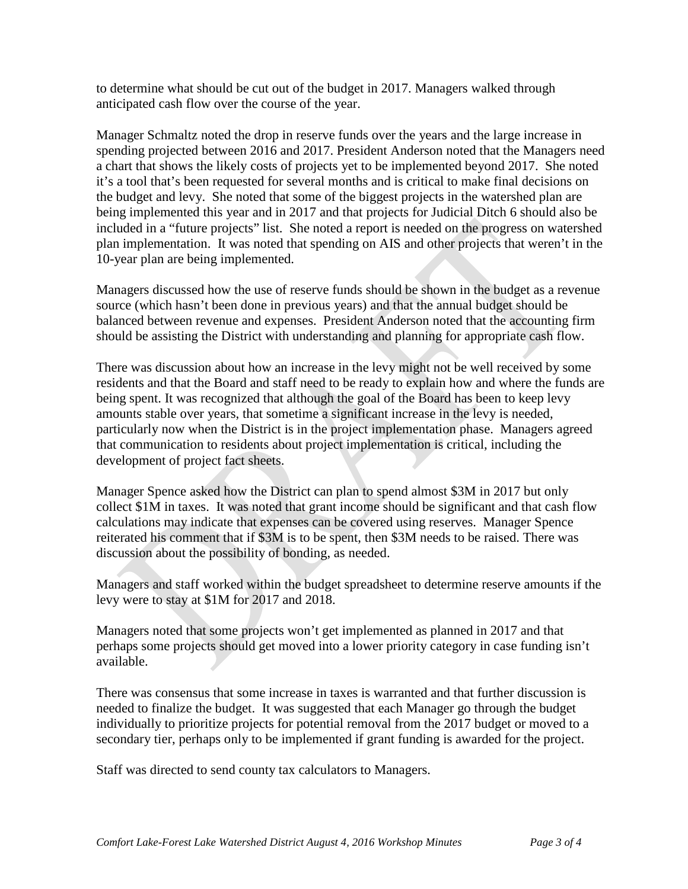to determine what should be cut out of the budget in 2017. Managers walked through anticipated cash flow over the course of the year.

Manager Schmaltz noted the drop in reserve funds over the years and the large increase in spending projected between 2016 and 2017. President Anderson noted that the Managers need a chart that shows the likely costs of projects yet to be implemented beyond 2017. She noted it's a tool that's been requested for several months and is critical to make final decisions on the budget and levy. She noted that some of the biggest projects in the watershed plan are being implemented this year and in 2017 and that projects for Judicial Ditch 6 should also be included in a "future projects" list. She noted a report is needed on the progress on watershed plan implementation. It was noted that spending on AIS and other projects that weren't in the 10-year plan are being implemented.

Managers discussed how the use of reserve funds should be shown in the budget as a revenue source (which hasn't been done in previous years) and that the annual budget should be balanced between revenue and expenses. President Anderson noted that the accounting firm should be assisting the District with understanding and planning for appropriate cash flow.

There was discussion about how an increase in the levy might not be well received by some residents and that the Board and staff need to be ready to explain how and where the funds are being spent. It was recognized that although the goal of the Board has been to keep levy amounts stable over years, that sometime a significant increase in the levy is needed, particularly now when the District is in the project implementation phase. Managers agreed that communication to residents about project implementation is critical, including the development of project fact sheets.

Manager Spence asked how the District can plan to spend almost $3M in 2017 but only collect $1M in taxes. It was noted that grant income should be significant and that cash flow calculations may indicate that expenses can be covered using reserves. Manager Spence reiterated his comment that if $3M is to be spent, then $3M needs to be raised. There was discussion about the possibility of bonding, as needed.

Managers and staff worked within the budget spreadsheet to determine reserve amounts if the levy were to stay at $1M for 2017 and 2018.

Managers noted that some projects won't get implemented as planned in 2017 and that perhaps some projects should get moved into a lower priority category in case funding isn't available.

There was consensus that some increase in taxes is warranted and that further discussion is needed to finalize the budget. It was suggested that each Manager go through the budget individually to prioritize projects for potential removal from the 2017 budget or moved to a secondary tier, perhaps only to be implemented if grant funding is awarded for the project.

Staff was directed to send county tax calculators to Managers.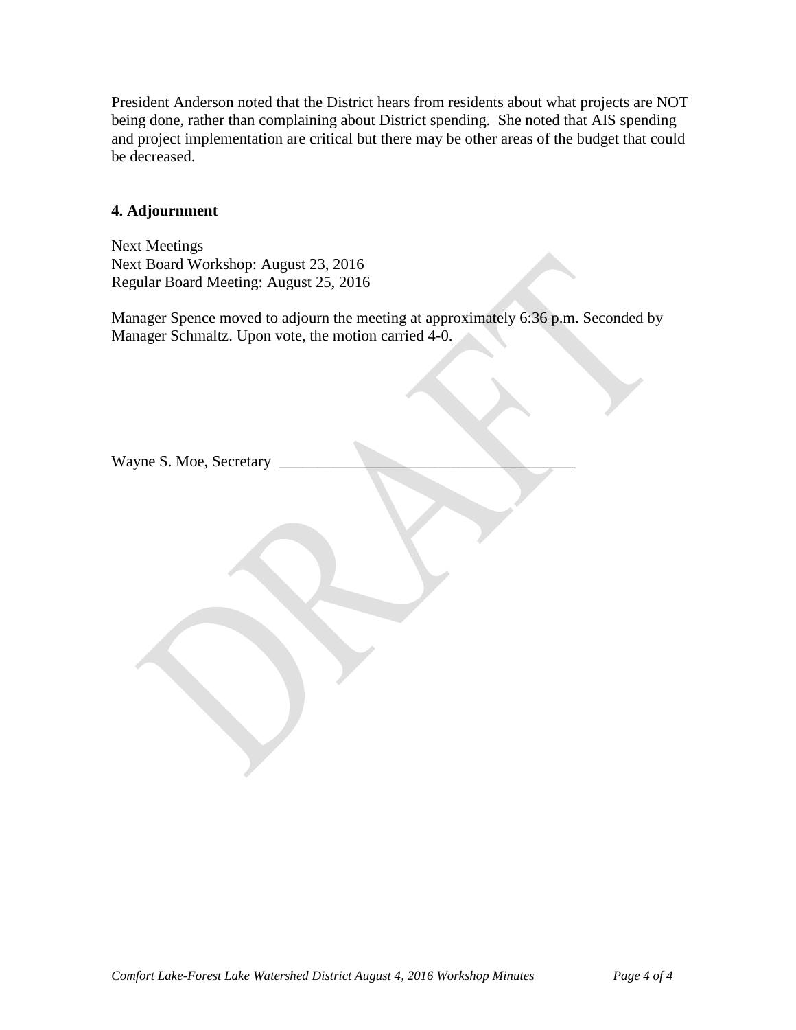President Anderson noted that the District hears from residents about what projects are NOT being done, rather than complaining about District spending. She noted that AIS spending and project implementation are critical but there may be other areas of the budget that could be decreased.

### 4. Adjournment

Next Meetings
Next Board Workshop: August 23, 2016
Regular Board Meeting: August 25, 2016

Manager Spence moved to adjourn the meeting at approximately 6:36 p.m. Seconded by Manager Schmaltz. Upon vote, the motion carried 4-0.

Wayne S. Moe, Secretary \_\_\_\_\_\_\_\_\_\_\_\_\_\_\_\_\_\_\_\_\_\_\_\_\_\_\_\_\_\_\_\_\_\_\_\_\_\_